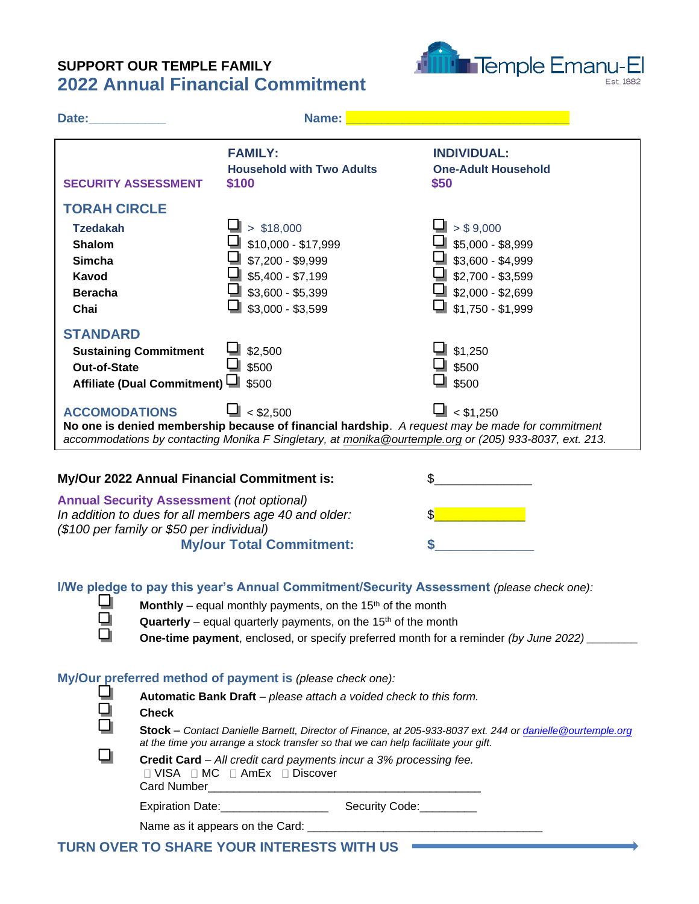**SUPPORT OUR TEMPLE FAMILY**

# 2022 Annual Financial Commitment

Temple Emanu-El
Est. 1882

**Date:**___________ **Name:** ________________________________

| | FAMILY: Household with Two Adults | INDIVIDUAL: One-Adult Household |
|---|---|---|
| **SECURITY ASSESSMENT** | **$100** | **$50** |
| **TORAH CIRCLE** | | |
| **Tzedakah** | ☐ > $18,000 | ☐ > $ 9,000 |
| **Shalom** | ☐ $10,000 - $17,999 | ☐ $5,000 - $8,999 |
| **Simcha** | ☐ $7,200 - $9,999 | ☐ $3,600 - $4,999 |
| **Kavod** | ☐ $5,400 - $7,199 | ☐ $2,700 - $3,599 |
| **Beracha** | ☐ $3,600 - $5,399 | ☐ $2,000 - $2,699 |
| **Chai** | ☐ $3,000 - $3,599 | ☐ $1,750 - $1,999 |
| **STANDARD** | | |
| **Sustaining Commitment** | ☐ $2,500 | ☐ $1,250 |
| **Out-of-State** | ☐ $500 | ☐ $500 |
| **Affiliate (Dual Commitment)** | ☐ $500 | ☐ $500 |
| **ACCOMODATIONS** | ☐ < $2,500 | ☐ < $1,250 |

**No one is denied membership because of financial hardship**. *A request may be made for commitment accommodations by contacting Monika F Singletary, at monika@ourtemple.org or (205) 933-8037, ext. 213.*

**My/Our 2022 Annual Financial Commitment is:** $______________

**Annual Security Assessment** *(not optional)*
*In addition to dues for all members age 40 and older:*
*($100 per family or $50 per individual)* $______________

**My/our Total Commitment:** $______________

**I/We pledge to pay this year's Annual Commitment/Security Assessment** *(please check one):*

- ☐ **Monthly** – equal monthly payments, on the 15th of the month
- ☐ **Quarterly** – equal quarterly payments, on the 15th of the month
- ☐ **One-time payment**, enclosed, or specify preferred month for a reminder *(by June 2022)* ________

**My/Our preferred method of payment is** *(please check one):*

- ☐ **Automatic Bank Draft** – *please attach a voided check to this form.*
- ☐ **Check**
- ☐ **Stock** – *Contact Danielle Barnett, Director of Finance, at 205-933-8037 ext. 244 or danielle@ourtemple.org at the time you arrange a stock transfer so that we can help facilitate your gift.*
- ☐ **Credit Card** – *All credit card payments incur a 3% processing fee.*
  ☐ VISA ☐ MC ☐ AmEx ☐ Discover
  Card Number_____________________________________________
  Expiration Date:_________________ Security Code:_________
  Name as it appears on the Card: _____________________________________

**TURN OVER TO SHARE YOUR INTERESTS WITH US** →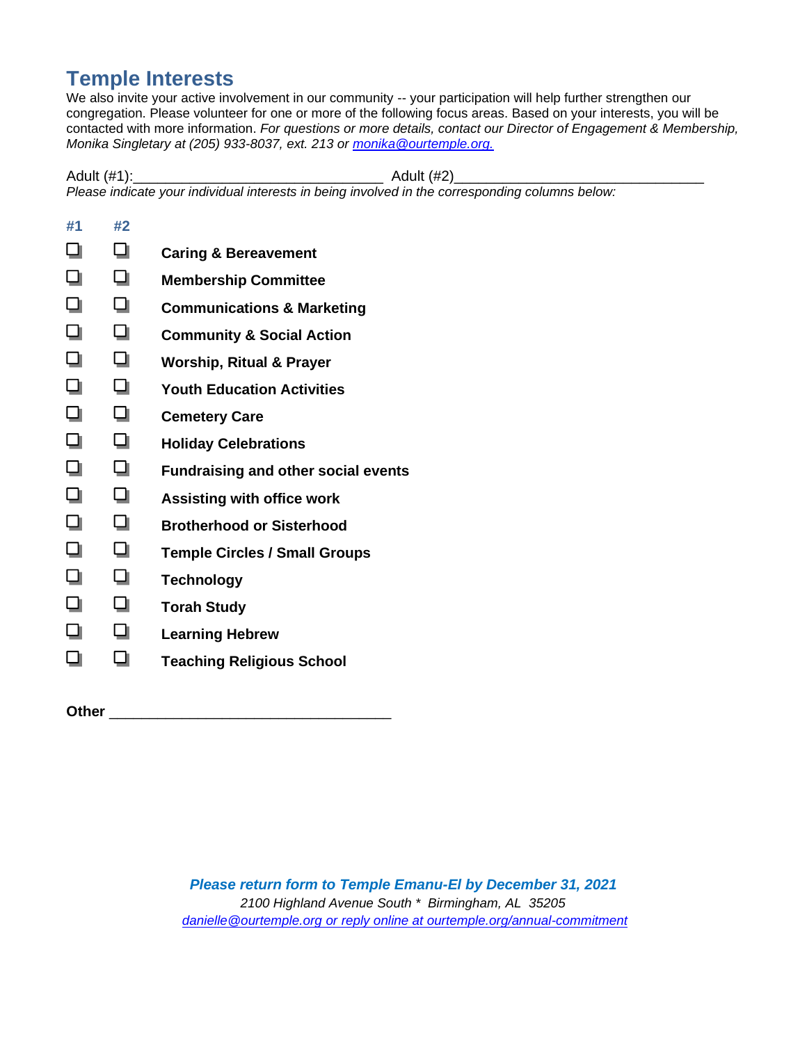## Temple Interests

We also invite your active involvement in our community -- your participation will help further strengthen our congregation. Please volunteer for one or more of the following focus areas. Based on your interests, you will be contacted with more information. *For questions or more details, contact our Director of Engagement & Membership, Monika Singletary at (205) 933-8037, ext. 213 or [monika@ourtemple.org.](mailto:monika@ourtemple.org)*

Adult (#1):______________________________ Adult (#2)______________________________

*Please indicate your individual interests in being involved in the corresponding columns below:*

| #1 | #2 | |
|---|---|---|
| ☐ | ☐ | **Caring & Bereavement** |
| ☐ | ☐ | **Membership Committee** |
| ☐ | ☐ | **Communications & Marketing** |
| ☐ | ☐ | **Community & Social Action** |
| ☐ | ☐ | **Worship, Ritual & Prayer** |
| ☐ | ☐ | **Youth Education Activities** |
| ☐ | ☐ | **Cemetery Care** |
| ☐ | ☐ | **Holiday Celebrations** |
| ☐ | ☐ | **Fundraising and other social events** |
| ☐ | ☐ | **Assisting with office work** |
| ☐ | ☐ | **Brotherhood or Sisterhood** |
| ☐ | ☐ | **Temple Circles / Small Groups** |
| ☐ | ☐ | **Technology** |
| ☐ | ☐ | **Torah Study** |
| ☐ | ☐ | **Learning Hebrew** |
| ☐ | ☐ | **Teaching Religious School** |

**Other** __________________________________

***Please return form to Temple Emanu-El by December 31, 2021***

*2100 Highland Avenue South * Birmingham, AL 35205*

*danielle@ourtemple.org or reply online at ourtemple.org/annual-commitment*